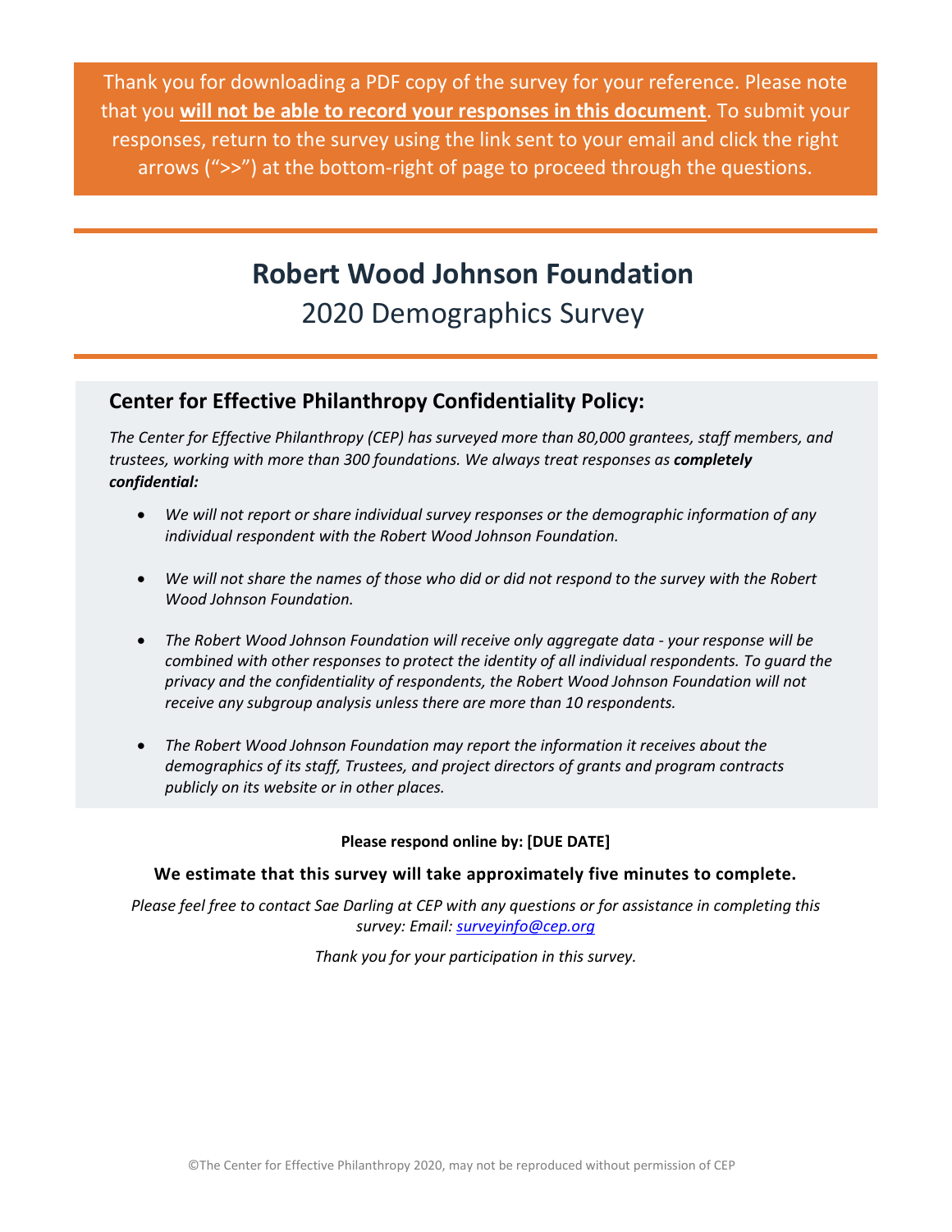Thank you for downloading a PDF copy of the survey for your reference. Please note that you **will not be able to record your responses in this document**. To submit your responses, return to the survey using the link sent to your email and click the right arrows (">>") at the bottom-right of page to proceed through the questions.

# Robert Wood Johnson Foundation

## 2020 Demographics Survey

### Center for Effective Philanthropy Confidentiality Policy:

*The Center for Effective Philanthropy (CEP) has surveyed more than 80,000 grantees, staff members, and trustees, working with more than 300 foundations. We always treat responses as **completely confidential:***

- *We will not report or share individual survey responses or the demographic information of any individual respondent with the Robert Wood Johnson Foundation.*
- *We will not share the names of those who did or did not respond to the survey with the Robert Wood Johnson Foundation.*
- *The Robert Wood Johnson Foundation will receive only aggregate data - your response will be combined with other responses to protect the identity of all individual respondents. To guard the privacy and the confidentiality of respondents, the Robert Wood Johnson Foundation will not receive any subgroup analysis unless there are more than 10 respondents.*
- *The Robert Wood Johnson Foundation may report the information it receives about the demographics of its staff, Trustees, and project directors of grants and program contracts publicly on its website or in other places.*

**Please respond online by: [DUE DATE]**

**We estimate that this survey will take approximately five minutes to complete.**

*Please feel free to contact Sae Darling at CEP with any questions or for assistance in completing this survey: Email: surveyinfo@cep.org*

*Thank you for your participation in this survey.*

©The Center for Effective Philanthropy 2020, may not be reproduced without permission of CEP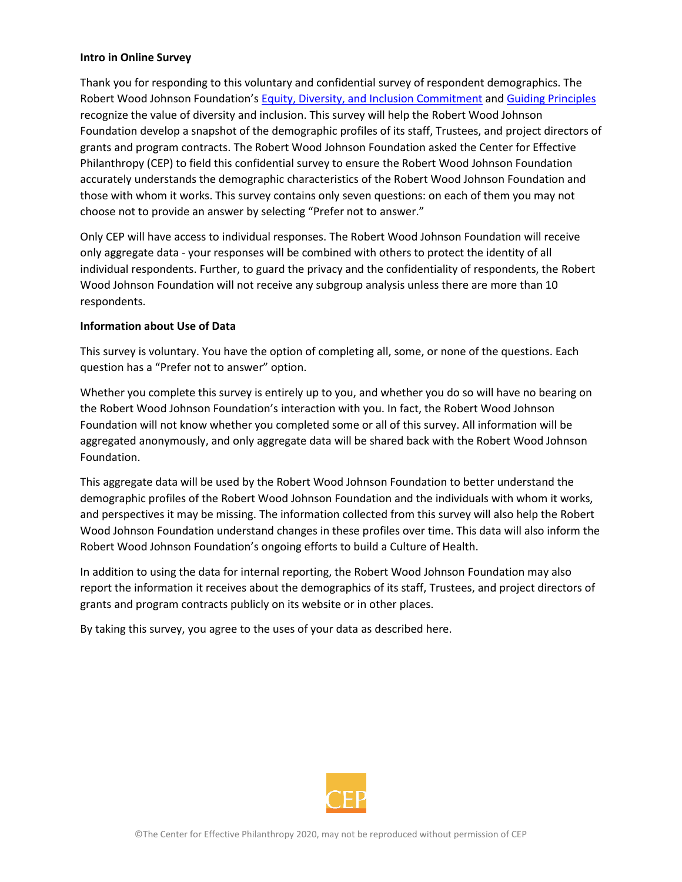**Intro in Online Survey**

Thank you for responding to this voluntary and confidential survey of respondent demographics. The Robert Wood Johnson Foundation's [Equity, Diversity, and Inclusion Commitment] and [Guiding Principles] recognize the value of diversity and inclusion. This survey will help the Robert Wood Johnson Foundation develop a snapshot of the demographic profiles of its staff, Trustees, and project directors of grants and program contracts. The Robert Wood Johnson Foundation asked the Center for Effective Philanthropy (CEP) to field this confidential survey to ensure the Robert Wood Johnson Foundation accurately understands the demographic characteristics of the Robert Wood Johnson Foundation and those with whom it works. This survey contains only seven questions: on each of them you may not choose not to provide an answer by selecting "Prefer not to answer."

Only CEP will have access to individual responses. The Robert Wood Johnson Foundation will receive only aggregate data - your responses will be combined with others to protect the identity of all individual respondents. Further, to guard the privacy and the confidentiality of respondents, the Robert Wood Johnson Foundation will not receive any subgroup analysis unless there are more than 10 respondents.

**Information about Use of Data**

This survey is voluntary. You have the option of completing all, some, or none of the questions. Each question has a "Prefer not to answer" option.

Whether you complete this survey is entirely up to you, and whether you do so will have no bearing on the Robert Wood Johnson Foundation's interaction with you. In fact, the Robert Wood Johnson Foundation will not know whether you completed some or all of this survey. All information will be aggregated anonymously, and only aggregate data will be shared back with the Robert Wood Johnson Foundation.

This aggregate data will be used by the Robert Wood Johnson Foundation to better understand the demographic profiles of the Robert Wood Johnson Foundation and the individuals with whom it works, and perspectives it may be missing. The information collected from this survey will also help the Robert Wood Johnson Foundation understand changes in these profiles over time. This data will also inform the Robert Wood Johnson Foundation's ongoing efforts to build a Culture of Health.

In addition to using the data for internal reporting, the Robert Wood Johnson Foundation may also report the information it receives about the demographics of its staff, Trustees, and project directors of grants and program contracts publicly on its website or in other places.

By taking this survey, you agree to the uses of your data as described here.

©The Center for Effective Philanthropy 2020, may not be reproduced without permission of CEP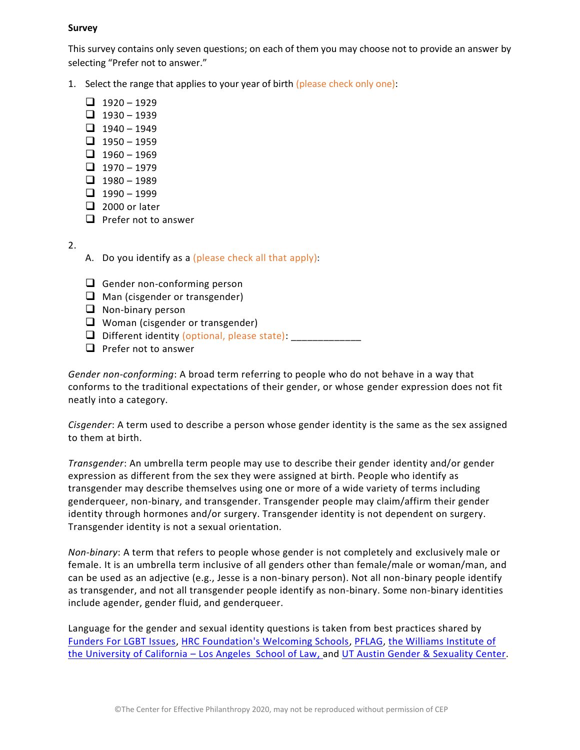**Survey**

This survey contains only seven questions; on each of them you may choose not to provide an answer by selecting "Prefer not to answer."

1. Select the range that applies to your year of birth (please check only one):

- ❑ 1920 – 1929
- ❑ 1930 – 1939
- ❑ 1940 – 1949
- ❑ 1950 – 1959
- ❑ 1960 – 1969
- ❑ 1970 – 1979
- ❑ 1980 – 1989
- ❑ 1990 – 1999
- ❑ 2000 or later
- ❑ Prefer not to answer

2.

A. Do you identify as a (please check all that apply):

- ❑ Gender non-conforming person
- ❑ Man (cisgender or transgender)
- ❑ Non-binary person
- ❑ Woman (cisgender or transgender)
- ❑ Different identity (optional, please state): _____________
- ❑ Prefer not to answer

*Gender non-conforming*: A broad term referring to people who do not behave in a way that conforms to the traditional expectations of their gender, or whose gender expression does not fit neatly into a category.

*Cisgender*: A term used to describe a person whose gender identity is the same as the sex assigned to them at birth.

*Transgender*: An umbrella term people may use to describe their gender identity and/or gender expression as different from the sex they were assigned at birth. People who identify as transgender may describe themselves using one or more of a wide variety of terms including genderqueer, non-binary, and transgender. Transgender people may claim/affirm their gender identity through hormones and/or surgery. Transgender identity is not dependent on surgery. Transgender identity is not a sexual orientation.

*Non-binary*: A term that refers to people whose gender is not completely and exclusively male or female. It is an umbrella term inclusive of all genders other than female/male or woman/man, and can be used as an adjective (e.g., Jesse is a non-binary person). Not all non-binary people identify as transgender, and not all transgender people identify as non-binary. Some non-binary identities include agender, gender fluid, and genderqueer.

Language for the gender and sexual identity questions is taken from best practices shared by Funders For LGBT Issues, HRC Foundation's Welcoming Schools, PFLAG, the Williams Institute of the University of California – Los Angeles School of Law, and UT Austin Gender & Sexuality Center.

©The Center for Effective Philanthropy 2020, may not be reproduced without permission of CEP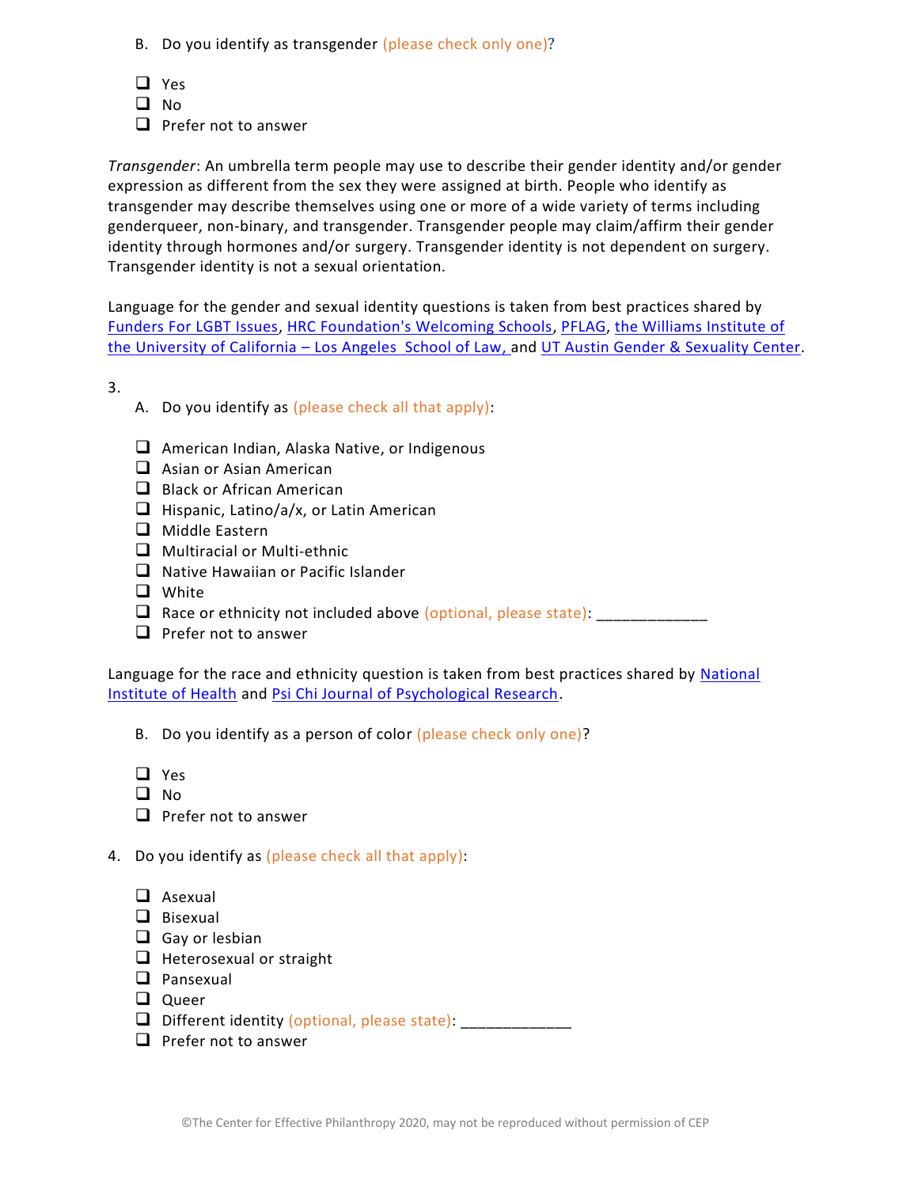B. Do you identify as transgender (please check only one)?

- ❑ Yes
- ❑ No
- ❑ Prefer not to answer

*Transgender*: An umbrella term people may use to describe their gender identity and/or gender expression as different from the sex they were assigned at birth. People who identify as transgender may describe themselves using one or more of a wide variety of terms including genderqueer, non-binary, and transgender. Transgender people may claim/affirm their gender identity through hormones and/or surgery. Transgender identity is not dependent on surgery. Transgender identity is not a sexual orientation.

Language for the gender and sexual identity questions is taken from best practices shared by Funders For LGBT Issues, HRC Foundation's Welcoming Schools, PFLAG, the Williams Institute of the University of California – Los Angeles School of Law, and UT Austin Gender & Sexuality Center.

3.

A. Do you identify as (please check all that apply):

- ❑ American Indian, Alaska Native, or Indigenous
- ❑ Asian or Asian American
- ❑ Black or African American
- ❑ Hispanic, Latino/a/x, or Latin American
- ❑ Middle Eastern
- ❑ Multiracial or Multi-ethnic
- ❑ Native Hawaiian or Pacific Islander
- ❑ White
- ❑ Race or ethnicity not included above (optional, please state): _____________
- ❑ Prefer not to answer

Language for the race and ethnicity question is taken from best practices shared by National Institute of Health and Psi Chi Journal of Psychological Research.

B. Do you identify as a person of color (please check only one)?

- ❑ Yes
- ❑ No
- ❑ Prefer not to answer

4. Do you identify as (please check all that apply):

- ❑ Asexual
- ❑ Bisexual
- ❑ Gay or lesbian
- ❑ Heterosexual or straight
- ❑ Pansexual
- ❑ Queer
- ❑ Different identity (optional, please state): _____________
- ❑ Prefer not to answer

©The Center for Effective Philanthropy 2020, may not be reproduced without permission of CEP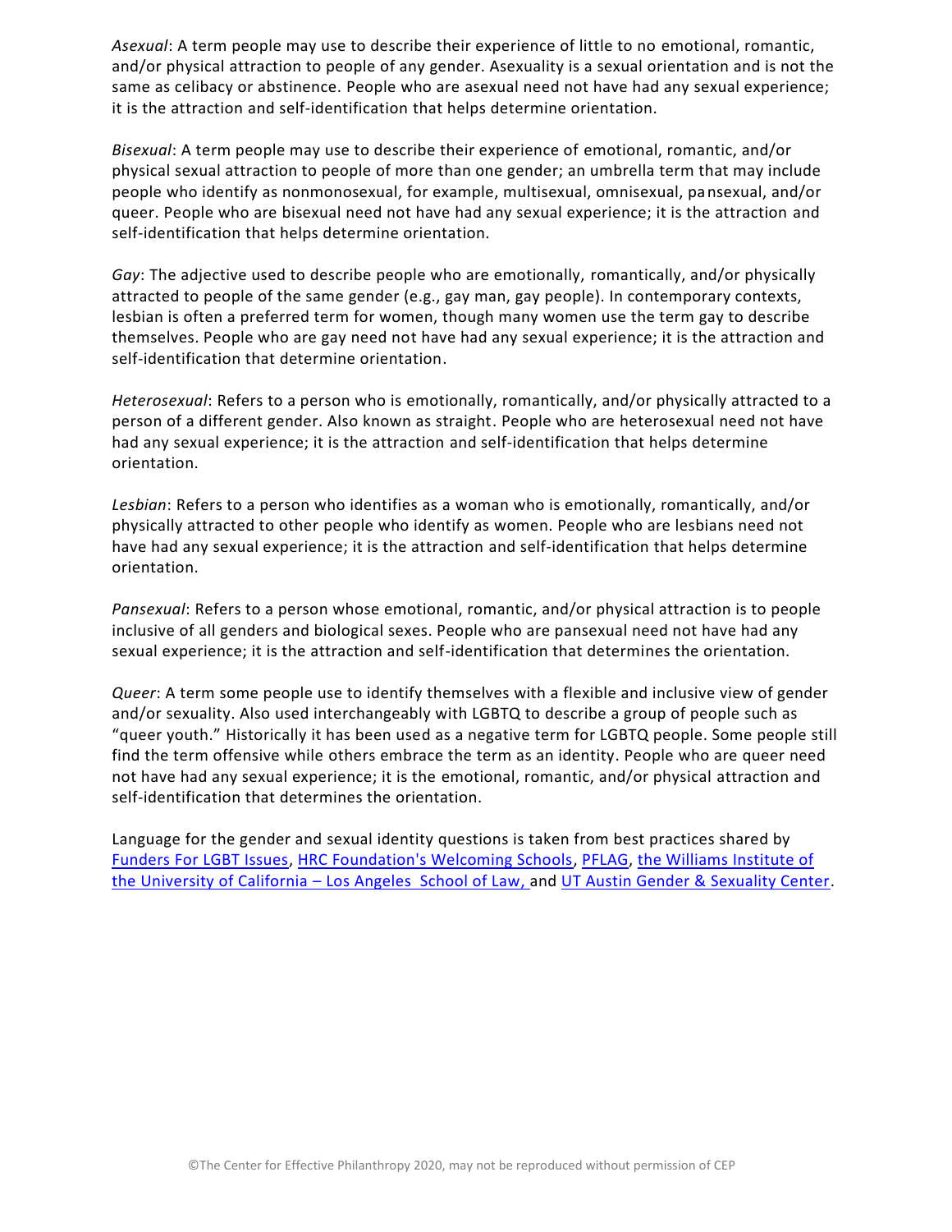*Asexual*: A term people may use to describe their experience of little to no emotional, romantic, and/or physical attraction to people of any gender. Asexuality is a sexual orientation and is not the same as celibacy or abstinence. People who are asexual need not have had any sexual experience; it is the attraction and self-identification that helps determine orientation.

*Bisexual*: A term people may use to describe their experience of emotional, romantic, and/or physical sexual attraction to people of more than one gender; an umbrella term that may include people who identify as nonmonosexual, for example, multisexual, omnisexual, pansexual, and/or queer. People who are bisexual need not have had any sexual experience; it is the attraction and self-identification that helps determine orientation.

*Gay*: The adjective used to describe people who are emotionally, romantically, and/or physically attracted to people of the same gender (e.g., gay man, gay people). In contemporary contexts, lesbian is often a preferred term for women, though many women use the term gay to describe themselves. People who are gay need not have had any sexual experience; it is the attraction and self-identification that determine orientation.

*Heterosexual*: Refers to a person who is emotionally, romantically, and/or physically attracted to a person of a different gender. Also known as straight. People who are heterosexual need not have had any sexual experience; it is the attraction and self-identification that helps determine orientation.

*Lesbian*: Refers to a person who identifies as a woman who is emotionally, romantically, and/or physically attracted to other people who identify as women. People who are lesbians need not have had any sexual experience; it is the attraction and self-identification that helps determine orientation.

*Pansexual*: Refers to a person whose emotional, romantic, and/or physical attraction is to people inclusive of all genders and biological sexes. People who are pansexual need not have had any sexual experience; it is the attraction and self-identification that determines the orientation.

*Queer*: A term some people use to identify themselves with a flexible and inclusive view of gender and/or sexuality. Also used interchangeably with LGBTQ to describe a group of people such as "queer youth." Historically it has been used as a negative term for LGBTQ people. Some people still find the term offensive while others embrace the term as an identity. People who are queer need not have had any sexual experience; it is the emotional, romantic, and/or physical attraction and self-identification that determines the orientation.

Language for the gender and sexual identity questions is taken from best practices shared by Funders For LGBT Issues, HRC Foundation's Welcoming Schools, PFLAG, the Williams Institute of the University of California – Los Angeles School of Law, and UT Austin Gender & Sexuality Center.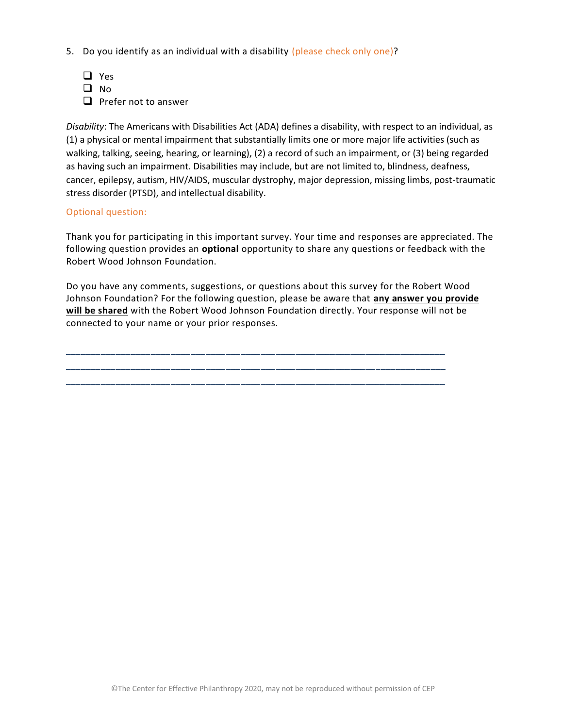5. Do you identify as an individual with a disability (please check only one)?

- ❑ Yes
- ❑ No
- ❑ Prefer not to answer

*Disability*: The Americans with Disabilities Act (ADA) defines a disability, with respect to an individual, as (1) a physical or mental impairment that substantially limits one or more major life activities (such as walking, talking, seeing, hearing, or learning), (2) a record of such an impairment, or (3) being regarded as having such an impairment. Disabilities may include, but are not limited to, blindness, deafness, cancer, epilepsy, autism, HIV/AIDS, muscular dystrophy, major depression, missing limbs, post-traumatic stress disorder (PTSD), and intellectual disability.

Optional question:

Thank you for participating in this important survey. Your time and responses are appreciated. The following question provides an **optional** opportunity to share any questions or feedback with the Robert Wood Johnson Foundation.

Do you have any comments, suggestions, or questions about this survey for the Robert Wood Johnson Foundation? For the following question, please be aware that **<u>any answer you provide will be shared</u>** with the Robert Wood Johnson Foundation directly. Your response will not be connected to your name or your prior responses.

______________________________________________________________________

______________________________________________________________________

______________________________________________________________________

©The Center for Effective Philanthropy 2020, may not be reproduced without permission of CEP